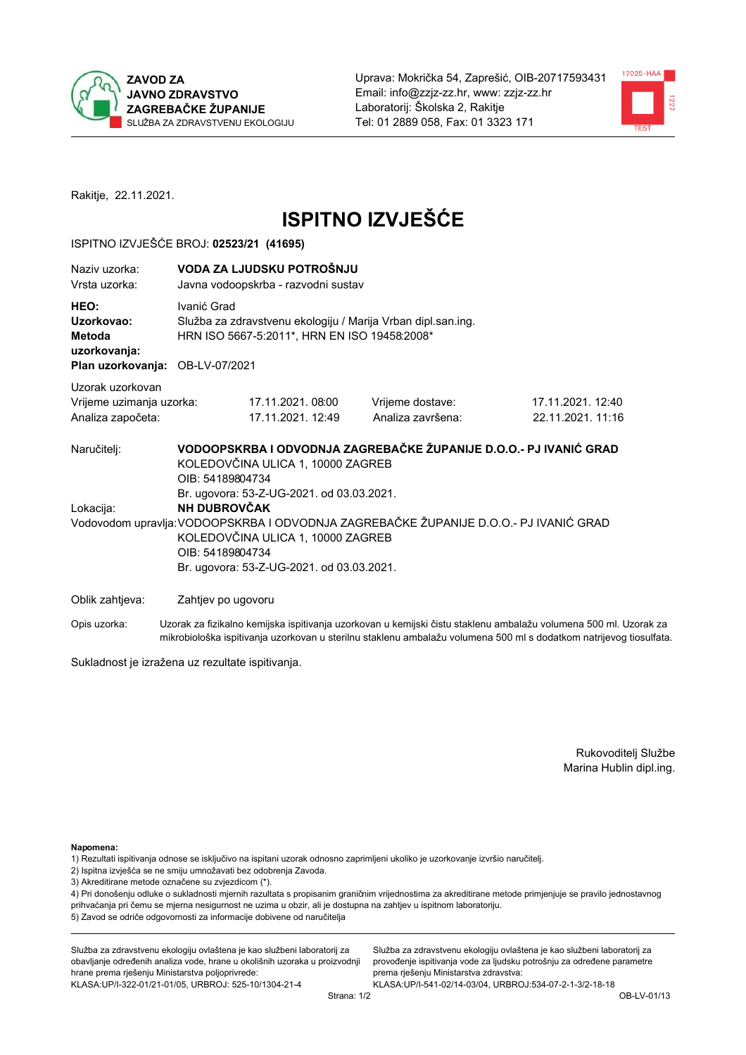**ZAVOD ZA JAVNO ZDRAVSTVO ZAGREBAČKE ŽUPANIJE**
SLUŽBA ZA ZDRAVSTVENU EKOLOGIJU

Uprava: Mokrička 54, Zaprešić, OIB-20717593431
Email: info@zzjz-zz.hr, www: zzjz-zz.hr
Laboratorij: Školska 2, Rakitje
Tel: 01 2889 058, Fax: 01 3323 171

Rakitje, 22.11.2021.

# ISPITNO IZVJEŠĆE

ISPITNO IZVJEŠĆE BROJ: **02523/21 (41695)**

Naziv uzorka: **VODA ZA LJUDSKU POTROŠNJU**
Vrsta uzorka: Javna vodoopskrba - razvodni sustav

**HEO:** Ivanić Grad
**Uzorkovao:** Služba za zdravstvenu ekologiju / Marija Vrban dipl.san.ing.
**Metoda uzorkovanja:** HRN ISO 5667-5:2011*, HRN EN ISO 19458:2008*
**Plan uzorkovanja:** OB-LV-07/2021

Uzorak uzorkovan

| | | | |
|---|---|---|---|
| Vrijeme uzimanja uzorka: | 17.11.2021. 08:00 | Vrijeme dostave: | 17.11.2021. 12:40 |
| Analiza započeta: | 17.11.2021. 12:49 | Analiza završena: | 22.11.2021. 11:16 |

Naručitelj: **VODOOPSKRBA I ODVODNJA ZAGREBAČKE ŽUPANIJE D.O.O.- PJ IVANIĆ GRAD**
KOLEDOVČINA ULICA 1, 10000 ZAGREB
OIB: 54189804734
Br. ugovora: 53-Z-UG-2021. od 03.03.2021.

Lokacija: **NH DUBROVČAK**

Vodovodom upravlja: VODOOPSKRBA I ODVODNJA ZAGREBAČKE ŽUPANIJE D.O.O.- PJ IVANIĆ GRAD
KOLEDOVČINA ULICA 1, 10000 ZAGREB
OIB: 54189804734
Br. ugovora: 53-Z-UG-2021. od 03.03.2021.

Oblik zahtjeva: Zahtjev po ugovoru

Opis uzorka: Uzorak za fizikalno kemijska ispitivanja uzorkovan u kemijski čistu staklenu ambalažu volumena 500 ml. Uzorak za mikrobiološka ispitivanja uzorkovan u sterilnu staklenu ambalažu volumena 500 ml s dodatkom natrijevog tiosulfata.

Sukladnost je izražena uz rezultate ispitivanja.

Rukovoditelj Službe
Marina Hublin dipl.ing.

**Napomena:**
1) Rezultati ispitivanja odnose se isključivo na ispitani uzorak odnosno zaprimljeni ukoliko je uzorkovanje izvršio naručitelj.
2) Ispitna izvješća se ne smiju umnožavati bez odobrenja Zavoda.
3) Akreditirane metode označene su zvjezdicom (*).
4) Pri donošenju odluke o sukladnosti mjernih rezultata s propisanim graničnim vrijednostima za akreditirane metode primjenjuje se pravilo jednostavnog prihvaćanja pri čemu se mjerna nesigurnost ne uzima u obzir, ali je dostupna na zahtjev u ispitnom laboratoriju.
5) Zavod se odriče odgovornosti za informacije dobivene od naručitelja

Služba za zdravstvenu ekologiju ovlaštena je kao službeni laboratorij za obavljanje određenih analiza vode, hrane u okolišnih uzoraka u proizvodnji hrane prema rješenju Ministarstva poljoprivrede:
KLASA:UP/I-322-01/21-01/05, URBROJ: 525-10/1304-21-4

Služba za zdravstvenu ekologiju ovlaštena je kao službeni laboratorij za provođenje ispitivanja vode za ljudsku potrošnju za određene parametre prema rješenju Ministarstva zdravstva:
KLASA:UP/I-541-02/14-03/04, URBROJ:534-07-2-1-3/2-18-18

OB-LV-01/13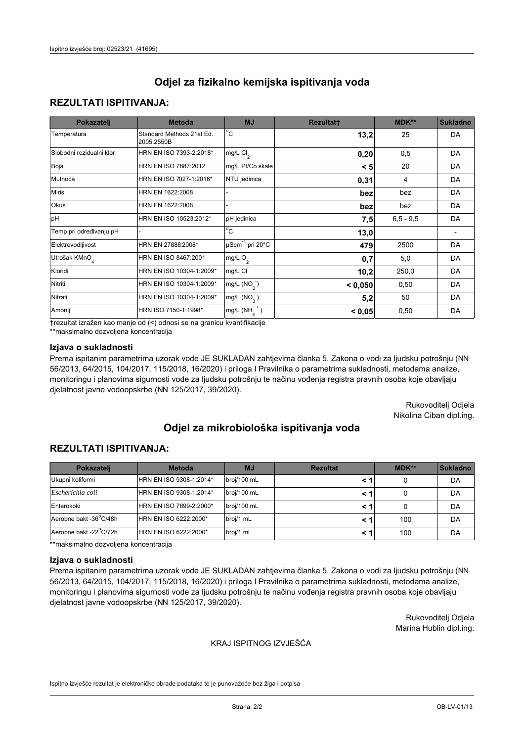# Odjel za fizikalno kemijska ispitivanja voda

## REZULTATI ISPITIVANJA:

| Pokazatelj | Metoda | MJ | Rezultat† | MDK** | Sukladno |
|---|---|---|---|---|---|
| Temperatura | Standard Methods 21st Ed. 2005.2550B | °C | **13,2** | 25 | DA |
| Slobodni rezidualni klor | HRN EN ISO 7393-2:2018* | mg/L $Cl_2$ | **0,20** | 0,5 | DA |
| Boja | HRN EN ISO 7887:2012 | mg/L Pt/Co skale | **< 5** | 20 | DA |
| Mutnoća | HRN EN ISO 7027-1:2016* | NTU jedinica | **0,31** | 4 | DA |
| Miris | HRN EN 1622:2008 | - | **bez** | bez | DA |
| Okus | HRN EN 1622:2008 | - | **bez** | bez | DA |
| pH | HRN EN ISO 10523:2012* | pH jedinica | **7,5** | 6,5 - 9,5 | DA |
| Temp.pri određivanju pH | - | °C | **13,0** | | - |
| Elektrovodljivost | HRN EN 27888:2008* | $\mu Scm^{-1}$ pri 20°C | **479** | 2500 | DA |
| Utrošak $KMnO_4$ | HRN EN ISO 8467:2001 | mg/L $O_2$ | **0,7** | 5,0 | DA |
| Kloridi | HRN EN ISO 10304-1:2009* | mg/L $Cl^-$ | **10,2** | 250,0 | DA |
| Nitriti | HRN EN ISO 10304-1:2009* | mg/L ($NO_2^-$) | **< 0,050** | 0,50 | DA |
| Nitrati | HRN EN ISO 10304-1:2009* | mg/L ($NO_3^-$) | **5,2** | 50 | DA |
| Amonij | HRN ISO 7150-1:1998* | mg/L ($NH_4^+$) | **< 0,05** | 0,50 | DA |

†rezultat izražen kao manje od (<) odnosi se na granicu kvantifikacije

**maksimalno dozvoljena koncentracija

### Izjava o sukladnosti

Prema ispitanim parametrima uzorak vode JE SUKLADAN zahtjevima članka 5. Zakona o vodi za ljudsku potrošnju (NN 56/2013, 64/2015, 104/2017, 115/2018, 16/2020) i priloga I Pravilnika o parametrima sukladnosti, metodama analize, monitoringu i planovima sigurnosti vode za ljudsku potrošnju te načinu vođenja registra pravnih osoba koje obavljaju djelatnost javne vodoopskrbe (NN 125/2017, 39/2020).

Rukovoditelj Odjela
Nikolina Ciban dipl.ing.

# Odjel za mikrobiološka ispitivanja voda

## REZULTATI ISPITIVANJA:

| Pokazatelj | Metoda | MJ | Rezultat | MDK** | Sukladno |
|---|---|---|---|---|---|
| Ukupni koliformi | HRN EN ISO 9308-1:2014* | broj/100 mL | **< 1** | 0 | DA |
| *Escherichia coli* | HRN EN ISO 9308-1:2014* | broj/100 mL | **< 1** | 0 | DA |
| Enterokoki | HRN EN ISO 7899-2:2000* | broj/100 mL | **< 1** | 0 | DA |
| Aerobne bakt -36°C/48h | HRN EN ISO 6222:2000* | broj/1 mL | **< 1** | 100 | DA |
| Aerobne bakt -22°C/72h | HRN EN ISO 6222:2000* | broj/1 mL | **< 1** | 100 | DA |

**maksimalno dozvoljena koncentracija

### Izjava o sukladnosti

Prema ispitanim parametrima uzorak vode JE SUKLADAN zahtjevima članka 5. Zakona o vodi za ljudsku potrošnju (NN 56/2013, 64/2015, 104/2017, 115/2018, 16/2020) i priloga I Pravilnika o parametrima sukladnosti, metodama analize, monitoringu i planovima sigurnosti vode za ljudsku potrošnju te načinu vođenja registra pravnih osoba koje obavljaju djelatnost javne vodoopskrbe (NN 125/2017, 39/2020).

Rukovoditelj Odjela
Marina Hublin dipl.ing.

KRAJ ISPITNOG IZVJEŠĆA

Ispitno izvješće rezultat je elektroničke obrade podataka te je punovažeće bez žiga i potpisa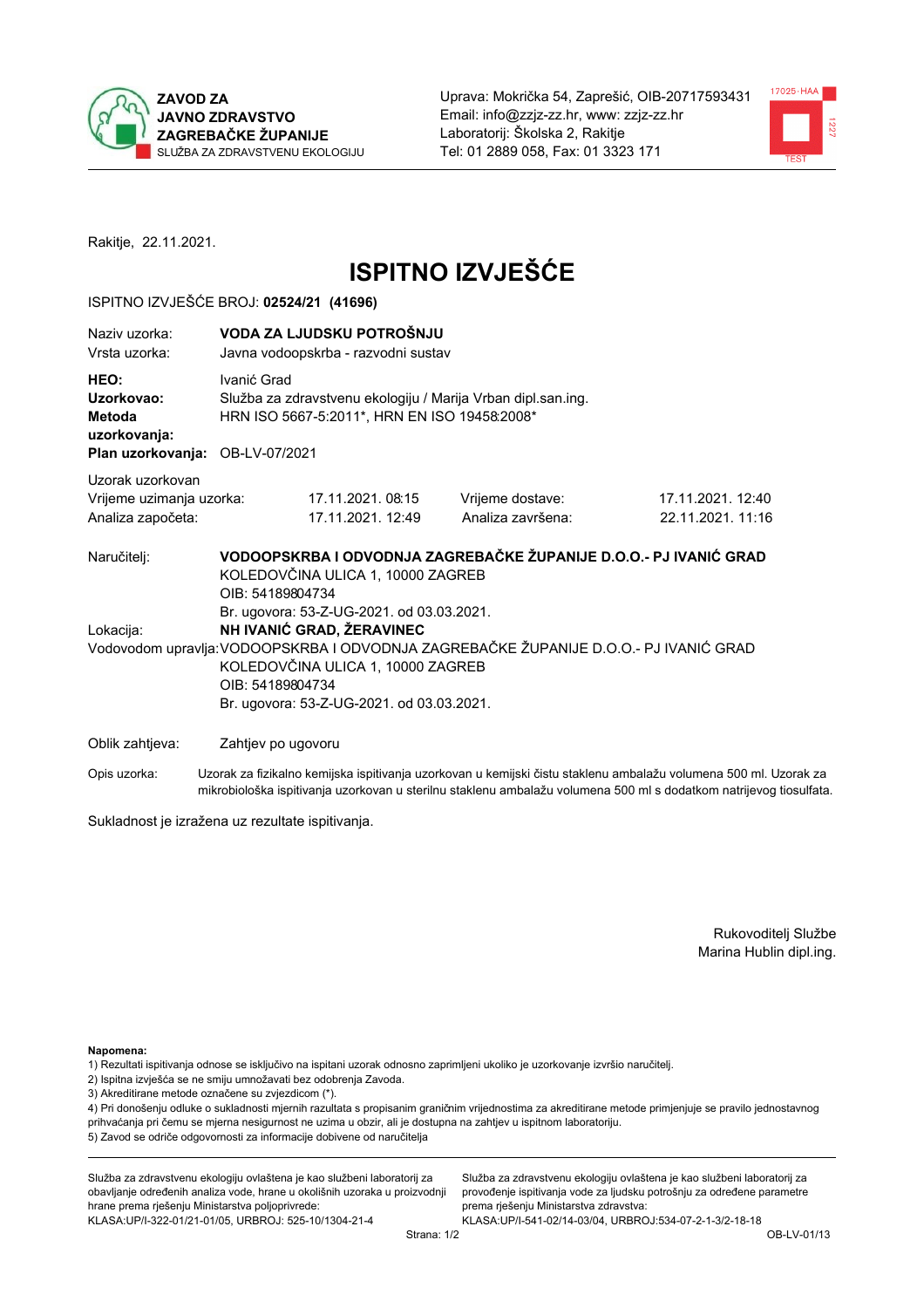ZAVOD ZA JAVNO ZDRAVSTVO ZAGREBAČKE ŽUPANIJE
SLUŽBA ZA ZDRAVSTVENU EKOLOGIJU

Uprava: Mokrička 54, Zaprešić, OIB-20717593431
Email: info@zzjz-zz.hr, www: zzjz-zz.hr
Laboratorij: Školska 2, Rakitje
Tel: 01 2889 058, Fax: 01 3323 171

Rakitje, 22.11.2021.

# ISPITNO IZVJEŠĆE

ISPITNO IZVJEŠĆE BROJ: **02524/21 (41696)**

| | |
|---|---|
| Naziv uzorka: | **VODA ZA LJUDSKU POTROŠNJU** |
| Vrsta uzorka: | Javna vodoopskrba - razvodni sustav |
| **HEO:** | Ivanić Grad |
| **Uzorkovao:** | Služba za zdravstvenu ekologiju / Marija Vrban dipl.san.ing. |
| **Metoda uzorkovanja:** | HRN ISO 5667-5:2011*, HRN EN ISO 19458:2008* |
| **Plan uzorkovanja:** | OB-LV-07/2021 |

Uzorak uzorkovan

| | | | |
|---|---|---|---|
| Vrijeme uzimanja uzorka: | 17.11.2021. 08:15 | Vrijeme dostave: | 17.11.2021. 12:40 |
| Analiza započeta: | 17.11.2021. 12:49 | Analiza završena: | 22.11.2021. 11:16 |

Naručitelj: **VODOOPSKRBA I ODVODNJA ZAGREBAČKE ŽUPANIJE D.O.O.- PJ IVANIĆ GRAD**
KOLEDOVČINA ULICA 1, 10000 ZAGREB
OIB: 54189804734
Br. ugovora: 53-Z-UG-2021. od 03.03.2021.

Lokacija: **NH IVANIĆ GRAD, ŽERAVINEC**

Vodovodom upravlja: VODOOPSKRBA I ODVODNJA ZAGREBAČKE ŽUPANIJE D.O.O.- PJ IVANIĆ GRAD
KOLEDOVČINA ULICA 1, 10000 ZAGREB
OIB: 54189804734
Br. ugovora: 53-Z-UG-2021. od 03.03.2021.

Oblik zahtjeva: Zahtjev po ugovoru

Opis uzorka: Uzorak za fizikalno kemijska ispitivanja uzorkovan u kemijski čistu staklenu ambalažu volumena 500 ml. Uzorak za mikrobiološka ispitivanja uzorkovan u sterilnu staklenu ambalažu volumena 500 ml s dodatkom natrijevog tiosulfata.

Sukladnost je izražena uz rezultate ispitivanja.

Rukovoditelj Službe
Marina Hublin dipl.ing.

**Napomena:**
1) Rezultati ispitivanja odnose se isključivo na ispitani uzorak odnosno zaprimljeni ukoliko je uzorkovanje izvršio naručitelj.
2) Ispitna izvješća se ne smiju umnožavati bez odobrenja Zavoda.
3) Akreditirane metode označene su zvjezdicom (*).
4) Pri donošenju odluke o sukladnosti mjernih rezultata s propisanim graničnim vrijednostima za akreditirane metode primjenjuje se pravilo jednostavnog prihvaćanja pri čemu se mjerna nesigurnost ne uzima u obzir, ali je dostupna na zahtjev u ispitnom laboratoriju.
5) Zavod se odriče odgovornosti za informacije dobivene od naručitelja

Služba za zdravstvenu ekologiju ovlaštena je kao službeni laboratorij za obavljanje određenih analiza vode, hrane u okolišnih uzoraka u proizvodnji hrane prema rješenju Ministarstva poljoprivrede:
KLASA:UP/I-322-01/21-01/05, URBROJ: 525-10/1304-21-4

Služba za zdravstvenu ekologiju ovlaštena je kao službeni laboratorij za provođenje ispitivanja vode za ljudsku potrošnju za određene parametre prema rješenju Ministarstva zdravstva:
KLASA:UP/I-541-02/14-03/04, URBROJ:534-07-2-1-3/2-18-18

OB-LV-01/13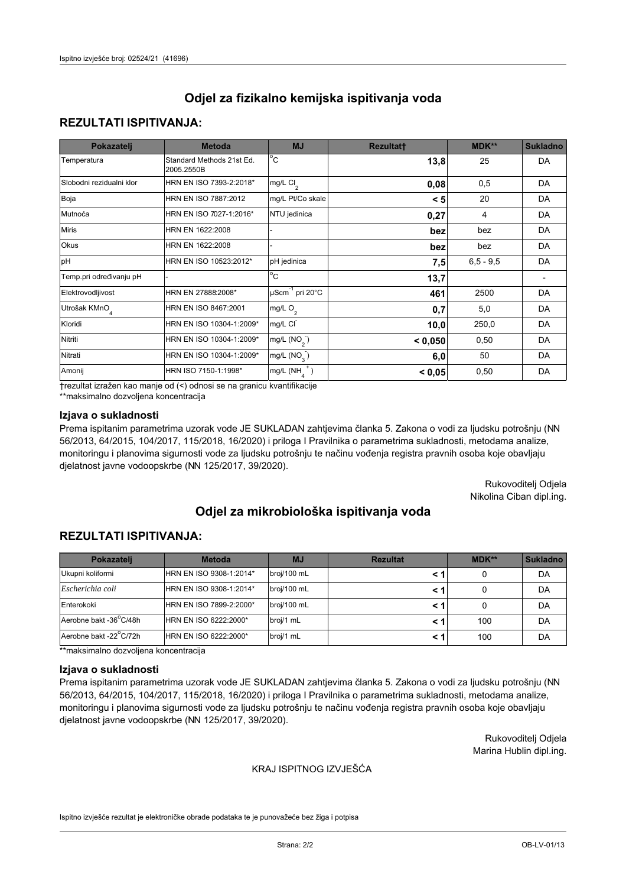# Odjel za fizikalno kemijska ispitivanja voda

## REZULTATI ISPITIVANJA:

| Pokazatelj | Metoda | MJ | Rezultat† | MDK** | Sukladno |
|---|---|---|---|---|---|
| Temperatura | Standard Methods 21st Ed. 2005.2550B | °C | **13,8** | 25 | DA |
| Slobodni rezidualni klor | HRN EN ISO 7393-2:2018* | mg/L $Cl_2$ | **0,08** | 0,5 | DA |
| Boja | HRN EN ISO 7887:2012 | mg/L Pt/Co skale | **< 5** | 20 | DA |
| Mutnoća | HRN EN ISO 7027-1:2016* | NTU jedinica | **0,27** | 4 | DA |
| Miris | HRN EN 1622:2008 | - | **bez** | bez | DA |
| Okus | HRN EN 1622:2008 | - | **bez** | bez | DA |
| pH | HRN EN ISO 10523:2012* | pH jedinica | **7,5** | 6,5 - 9,5 | DA |
| Temp.pri određivanju pH | - | °C | **13,7** | | - |
| Elektrovodljivost | HRN EN 27888:2008* | $\mu Scm^{-1}$ pri 20°C | **461** | 2500 | DA |
| Utrošak $KMnO_4$ | HRN EN ISO 8467:2001 | mg/L $O_2$ | **0,7** | 5,0 | DA |
| Kloridi | HRN EN ISO 10304-1:2009* | mg/L $Cl^-$ | **10,0** | 250,0 | DA |
| Nitriti | HRN EN ISO 10304-1:2009* | mg/L $(NO_2^-)$ | **< 0,050** | 0,50 | DA |
| Nitrati | HRN EN ISO 10304-1:2009* | mg/L $(NO_3^-)$ | **6,0** | 50 | DA |
| Amonij | HRN ISO 7150-1:1998* | mg/L $(NH_4^+)$ | **< 0,05** | 0,50 | DA |

†rezultat izražen kao manje od (<) odnosi se na granicu kvantifikacije

**maksimalno dozvoljena koncentracija

### Izjava o sukladnosti

Prema ispitanim parametrima uzorak vode JE SUKLADAN zahtjevima članka 5. Zakona o vodi za ljudsku potrošnju (NN 56/2013, 64/2015, 104/2017, 115/2018, 16/2020) i priloga I Pravilnika o parametrima sukladnosti, metodama analize, monitoringu i planovima sigurnosti vode za ljudsku potrošnju te načinu vođenja registra pravnih osoba koje obavljaju djelatnost javne vodoopskrbe (NN 125/2017, 39/2020).

Rukovoditelj Odjela
Nikolina Ciban dipl.ing.

# Odjel za mikrobiološka ispitivanja voda

## REZULTATI ISPITIVANJA:

| Pokazatelj | Metoda | MJ | Rezultat | MDK** | Sukladno |
|---|---|---|---|---|---|
| Ukupni koliformi | HRN EN ISO 9308-1:2014* | broj/100 mL | **< 1** | 0 | DA |
| *Escherichia coli* | HRN EN ISO 9308-1:2014* | broj/100 mL | **< 1** | 0 | DA |
| Enterokoki | HRN EN ISO 7899-2:2000* | broj/100 mL | **< 1** | 0 | DA |
| Aerobne bakt -36°C/48h | HRN EN ISO 6222:2000* | broj/1 mL | **< 1** | 100 | DA |
| Aerobne bakt -22°C/72h | HRN EN ISO 6222:2000* | broj/1 mL | **< 1** | 100 | DA |

**maksimalno dozvoljena koncentracija

### Izjava o sukladnosti

Prema ispitanim parametrima uzorak vode JE SUKLADAN zahtjevima članka 5. Zakona o vodi za ljudsku potrošnju (NN 56/2013, 64/2015, 104/2017, 115/2018, 16/2020) i priloga I Pravilnika o parametrima sukladnosti, metodama analize, monitoringu i planovima sigurnosti vode za ljudsku potrošnju te načinu vođenja registra pravnih osoba koje obavljaju djelatnost javne vodoopskrbe (NN 125/2017, 39/2020).

Rukovoditelj Odjela
Marina Hublin dipl.ing.

KRAJ ISPITNOG IZVJEŠĆA

Ispitno izvješće rezultat je elektroničke obrade podataka te je punovažeće bez žiga i potpisa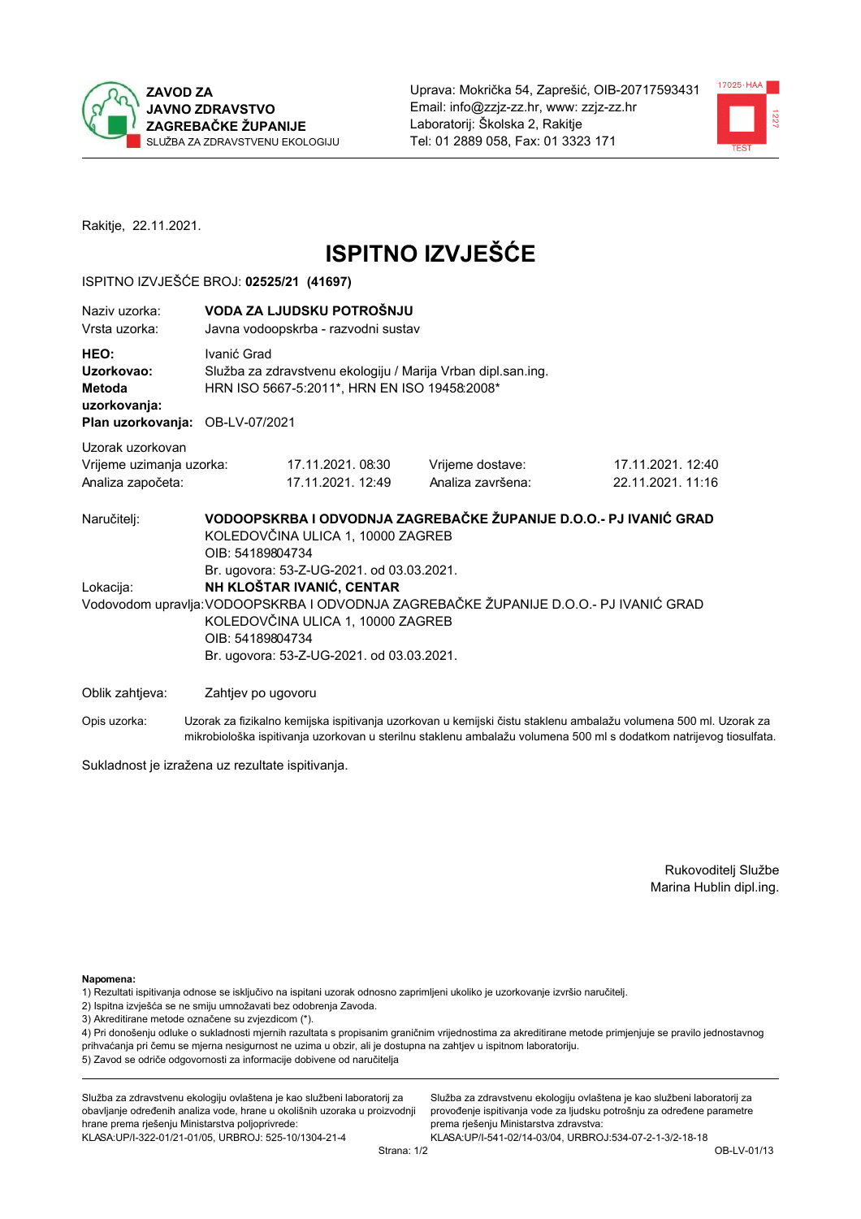**ZAVOD ZA JAVNO ZDRAVSTVO ZAGREBAČKE ŽUPANIJE**
SLUŽBA ZA ZDRAVSTVENU EKOLOGIJU

Uprava: Mokrička 54, Zaprešić, OIB-20717593431
Email: info@zzjz-zz.hr, www: zzjz-zz.hr
Laboratorij: Školska 2, Rakitje
Tel: 01 2889 058, Fax: 01 3323 171

Rakitje, 22.11.2021.

# ISPITNO IZVJEŠĆE

ISPITNO IZVJEŠĆE BROJ: **02525/21 (41697)**

| | |
|---|---|
| Naziv uzorka: | **VODA ZA LJUDSKU POTROŠNJU** |
| Vrsta uzorka: | Javna vodoopskrba - razvodni sustav |
| **HEO:** | Ivanić Grad |
| **Uzorkovao:** | Služba za zdravstvenu ekologiju / Marija Vrban dipl.san.ing. |
| **Metoda uzorkovanja:** | HRN ISO 5667-5:2011*, HRN EN ISO 19458:2008* |
| **Plan uzorkovanja:** | OB-LV-07/2021 |

Uzorak uzorkovan

| | | | |
|---|---|---|---|
| Vrijeme uzimanja uzorka: | 17.11.2021. 08:30 | Vrijeme dostave: | 17.11.2021. 12:40 |
| Analiza započeta: | 17.11.2021. 12:49 | Analiza završena: | 22.11.2021. 11:16 |

Naručitelj: **VODOOPSKRBA I ODVODNJA ZAGREBAČKE ŽUPANIJE D.O.O.- PJ IVANIĆ GRAD**
KOLEDOVČINA ULICA 1, 10000 ZAGREB
OIB: 54189804734
Br. ugovora: 53-Z-UG-2021. od 03.03.2021.

Lokacija: **NH KLOŠTAR IVANIĆ, CENTAR**

Vodovodom upravlja: VODOOPSKRBA I ODVODNJA ZAGREBAČKE ŽUPANIJE D.O.O.- PJ IVANIĆ GRAD
KOLEDOVČINA ULICA 1, 10000 ZAGREB
OIB: 54189804734
Br. ugovora: 53-Z-UG-2021. od 03.03.2021.

Oblik zahtjeva: Zahtjev po ugovoru

Opis uzorka: Uzorak za fizikalno kemijska ispitivanja uzorkovan u kemijski čistu staklenu ambalažu volumena 500 ml. Uzorak za mikrobiološka ispitivanja uzorkovan u sterilnu staklenu ambalažu volumena 500 ml s dodatkom natrijevog tiosulfata.

Sukladnost je izražena uz rezultate ispitivanja.

Rukovoditelj Službe
Marina Hublin dipl.ing.

**Napomena:**
1) Rezultati ispitivanja odnose se isključivo na ispitani uzorak odnosno zaprimljeni ukoliko je uzorkovanje izvršio naručitelj.
2) Ispitna izvješća se ne smiju umnožavati bez odobrenja Zavoda.
3) Akreditirane metode označene su zvjezdicom (*).
4) Pri donošenju odluke o sukladnosti mjernih rezultata s propisanim graničnim vrijednostima za akreditirane metode primjenjuje se pravilo jednostavnog prihvaćanja pri čemu se mjerna nesigurnost ne uzima u obzir, ali je dostupna na zahtjev u ispitnom laboratoriju.
5) Zavod se odriče odgovornosti za informacije dobivene od naručitelja

Služba za zdravstvenu ekologiju ovlaštena je kao službeni laboratorij za obavljanje određenih analiza vode, hrane u okolišnih uzoraka u proizvodnji hrane prema rješenju Ministarstva poljoprivrede:
KLASA:UP/I-322-01/21-01/05, URBROJ: 525-10/1304-21-4

Služba za zdravstvenu ekologiju ovlaštena je kao službeni laboratorij za provođenje ispitivanja vode za ljudsku potrošnju za određene parametre prema rješenju Ministarstva zdravstva:
KLASA:UP/I-541-02/14-03/04, URBROJ:534-07-2-1-3/2-18-18

OB-LV-01/13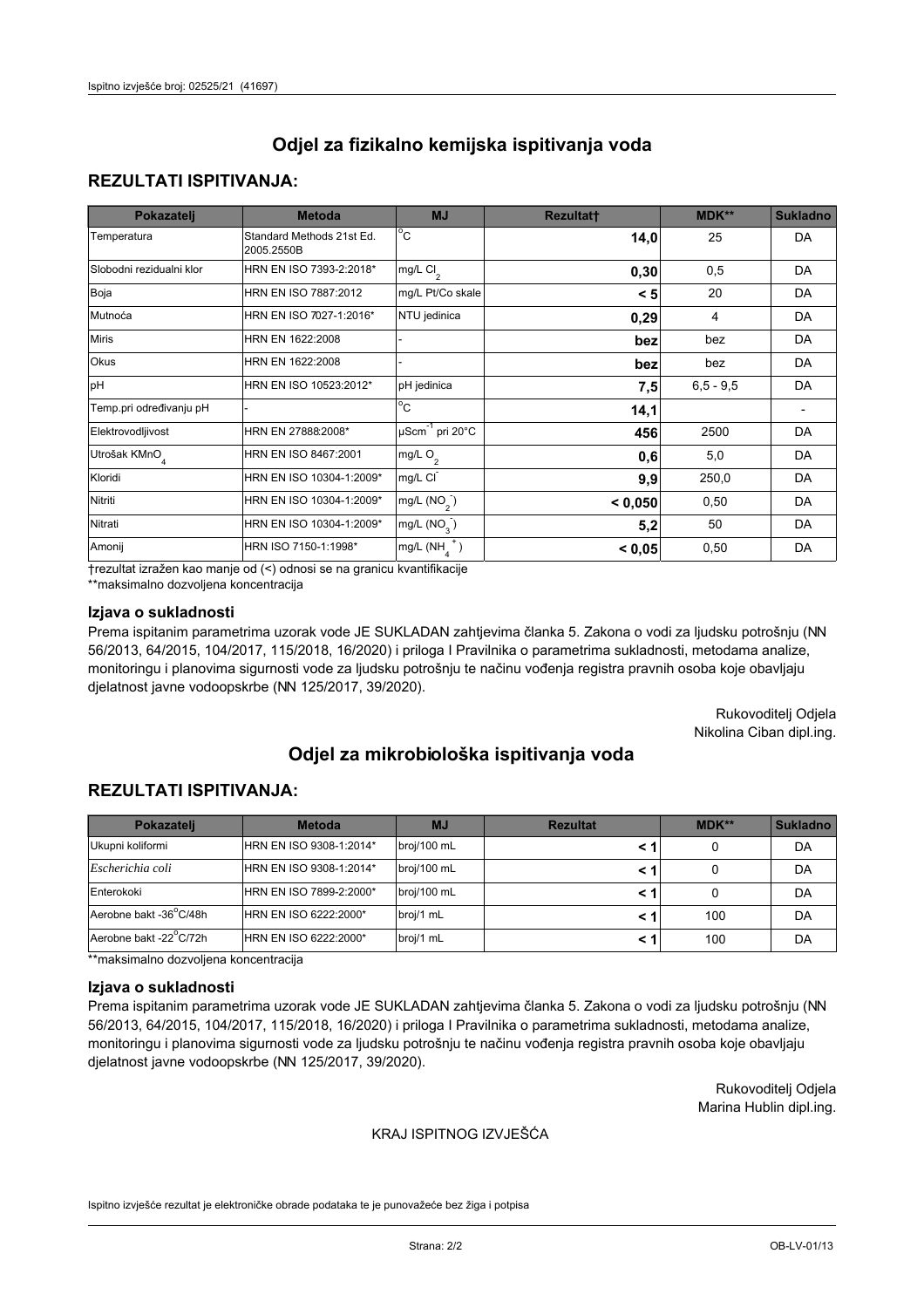# Odjel za fizikalno kemijska ispitivanja voda

## REZULTATI ISPITIVANJA:

| Pokazatelj | Metoda | MJ | Rezultat† | MDK** | Sukladno |
|---|---|---|---|---|---|
| Temperatura | Standard Methods 21st Ed. 2005.2550B | °C | **14,0** | 25 | DA |
| Slobodni rezidualni klor | HRN EN ISO 7393-2:2018* | mg/L $Cl_2$ | **0,30** | 0,5 | DA |
| Boja | HRN EN ISO 7887:2012 | mg/L Pt/Co skale | **< 5** | 20 | DA |
| Mutnoća | HRN EN ISO 7027-1:2016* | NTU jedinica | **0,29** | 4 | DA |
| Miris | HRN EN 1622:2008 | - | **bez** | bez | DA |
| Okus | HRN EN 1622:2008 | - | **bez** | bez | DA |
| pH | HRN EN ISO 10523:2012* | pH jedinica | **7,5** | 6,5 - 9,5 | DA |
| Temp.pri određivanju pH | - | °C | **14,1** | | - |
| Elektrovodljivost | HRN EN 27888:2008* | $\mu Scm^{-1}$ pri 20°C | **456** | 2500 | DA |
| Utrošak $KMnO_4$ | HRN EN ISO 8467:2001 | mg/L $O_2$ | **0,6** | 5,0 | DA |
| Kloridi | HRN EN ISO 10304-1:2009* | mg/L $Cl^-$ | **9,9** | 250,0 | DA |
| Nitriti | HRN EN ISO 10304-1:2009* | mg/L ($NO_2^-$) | **< 0,050** | 0,50 | DA |
| Nitrati | HRN EN ISO 10304-1:2009* | mg/L ($NO_3^-$) | **5,2** | 50 | DA |
| Amonij | HRN ISO 7150-1:1998* | mg/L ($NH_4^+$) | **< 0,05** | 0,50 | DA |

†rezultat izražen kao manje od (<) odnosi se na granicu kvantifikacije

**maksimalno dozvoljena koncentracija

### Izjava o sukladnosti

Prema ispitanim parametrima uzorak vode JE SUKLADAN zahtjevima članka 5. Zakona o vodi za ljudsku potrošnju (NN 56/2013, 64/2015, 104/2017, 115/2018, 16/2020) i priloga I Pravilnika o parametrima sukladnosti, metodama analize, monitoringu i planovima sigurnosti vode za ljudsku potrošnju te načinu vođenja registra pravnih osoba koje obavljaju djelatnost javne vodoopskrbe (NN 125/2017, 39/2020).

Rukovoditelj Odjela
Nikolina Ciban dipl.ing.

# Odjel za mikrobiološka ispitivanja voda

## REZULTATI ISPITIVANJA:

| Pokazatelj | Metoda | MJ | Rezultat | MDK** | Sukladno |
|---|---|---|---|---|---|
| Ukupni koliformi | HRN EN ISO 9308-1:2014* | broj/100 mL | **< 1** | 0 | DA |
| *Escherichia coli* | HRN EN ISO 9308-1:2014* | broj/100 mL | **< 1** | 0 | DA |
| Enterokoki | HRN EN ISO 7899-2:2000* | broj/100 mL | **< 1** | 0 | DA |
| Aerobne bakt -36°C/48h | HRN EN ISO 6222:2000* | broj/1 mL | **< 1** | 100 | DA |
| Aerobne bakt -22°C/72h | HRN EN ISO 6222:2000* | broj/1 mL | **< 1** | 100 | DA |

**maksimalno dozvoljena koncentracija

### Izjava o sukladnosti

Prema ispitanim parametrima uzorak vode JE SUKLADAN zahtjevima članka 5. Zakona o vodi za ljudsku potrošnju (NN 56/2013, 64/2015, 104/2017, 115/2018, 16/2020) i priloga I Pravilnika o parametrima sukladnosti, metodama analize, monitoringu i planovima sigurnosti vode za ljudsku potrošnju te načinu vođenja registra pravnih osoba koje obavljaju djelatnost javne vodoopskrbe (NN 125/2017, 39/2020).

Rukovoditelj Odjela
Marina Hublin dipl.ing.

KRAJ ISPITNOG IZVJEŠĆA

Ispitno izvješće rezultat je elektroničke obrade podataka te je punovažeće bez žiga i potpisa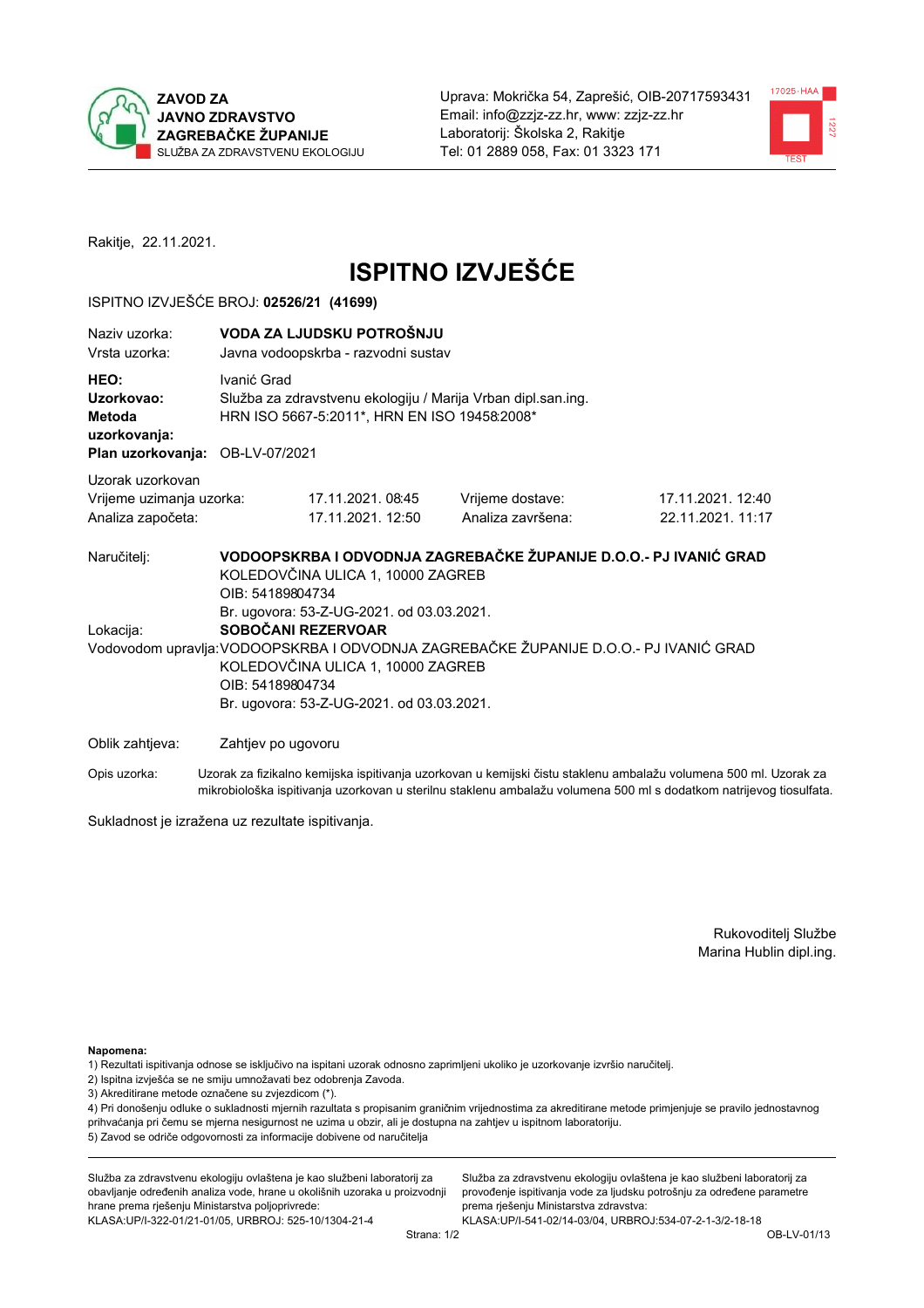**ZAVOD ZA JAVNO ZDRAVSTVO ZAGREBAČKE ŽUPANIJE**
SLUŽBA ZA ZDRAVSTVENU EKOLOGIJU

Uprava: Mokrička 54, Zaprešić, OIB-20717593431
Email: info@zzjz-zz.hr, www: zzjz-zz.hr
Laboratorij: Školska 2, Rakitje
Tel: 01 2889 058, Fax: 01 3323 171

Rakitje, 22.11.2021.

# ISPITNO IZVJEŠĆE

ISPITNO IZVJEŠĆE BROJ: **02526/21 (41699)**

| | |
|---|---|
| Naziv uzorka: | **VODA ZA LJUDSKU POTROŠNJU** |
| Vrsta uzorka: | Javna vodoopskrba - razvodni sustav |
| **HEO:** | Ivanić Grad |
| **Uzorkovao:** | Služba za zdravstvenu ekologiju / Marija Vrban dipl.san.ing. |
| **Metoda uzorkovanja:** | HRN ISO 5667-5:2011*, HRN EN ISO 19458:2008* |
| **Plan uzorkovanja:** | OB-LV-07/2021 |

| | | | |
|---|---|---|---|
| Uzorak uzorkovan | | | |
| Vrijeme uzimanja uzorka: | 17.11.2021. 08:45 | Vrijeme dostave: | 17.11.2021. 12:40 |
| Analiza započeta: | 17.11.2021. 12:50 | Analiza završena: | 22.11.2021. 11:17 |

Naručitelj: **VODOOPSKRBA I ODVODNJA ZAGREBAČKE ŽUPANIJE D.O.O.- PJ IVANIĆ GRAD**
KOLEDOVČINA ULICA 1, 10000 ZAGREB
OIB: 54189804734
Br. ugovora: 53-Z-UG-2021. od 03.03.2021.

Lokacija: **SOBOČANI REZERVOAR**

Vodovodom upravlja: VODOOPSKRBA I ODVODNJA ZAGREBAČKE ŽUPANIJE D.O.O.- PJ IVANIĆ GRAD
KOLEDOVČINA ULICA 1, 10000 ZAGREB
OIB: 54189804734
Br. ugovora: 53-Z-UG-2021. od 03.03.2021.

Oblik zahtjeva: Zahtjev po ugovoru

Opis uzorka: Uzorak za fizikalno kemijska ispitivanja uzorkovan u kemijski čistu staklenu ambalažu volumena 500 ml. Uzorak za mikrobiološka ispitivanja uzorkovan u sterilnu staklenu ambalažu volumena 500 ml s dodatkom natrijevog tiosulfata.

Sukladnost je izražena uz rezultate ispitivanja.

Rukovoditelj Službe
Marina Hublin dipl.ing.

**Napomena:**
1) Rezultati ispitivanja odnose se isključivo na ispitani uzorak odnosno zaprimljeni ukoliko je uzorkovanje izvršio naručitelj.
2) Ispitna izvješća se ne smiju umnožavati bez odobrenja Zavoda.
3) Akreditirane metode označene su zvjezdicom (*).
4) Pri donošenju odluke o sukladnosti mjernih rezultata s propisanim graničnim vrijednostima za akreditirane metode primjenjuje se pravilo jednostavnog prihvaćanja pri čemu se mjerna nesigurnost ne uzima u obzir, ali je dostupna na zahtjev u ispitnom laboratoriju.
5) Zavod se odriče odgovornosti za informacije dobivene od naručitelja

Služba za zdravstvenu ekologiju ovlaštena je kao službeni laboratorij za obavljanje određenih analiza vode, hrane u okolišnih uzoraka u proizvodnji hrane prema rješenju Ministarstva poljoprivrede:
KLASA:UP/I-322-01/21-01/05, URBROJ: 525-10/1304-21-4

Služba za zdravstvenu ekologiju ovlaštena je kao službeni laboratorij za provođenje ispitivanja vode za ljudsku potrošnju za određene parametre prema rješenju Ministarstva zdravstva:
KLASA:UP/I-541-02/14-03/04, URBROJ:534-07-2-1-3/2-18-18

OB-LV-01/13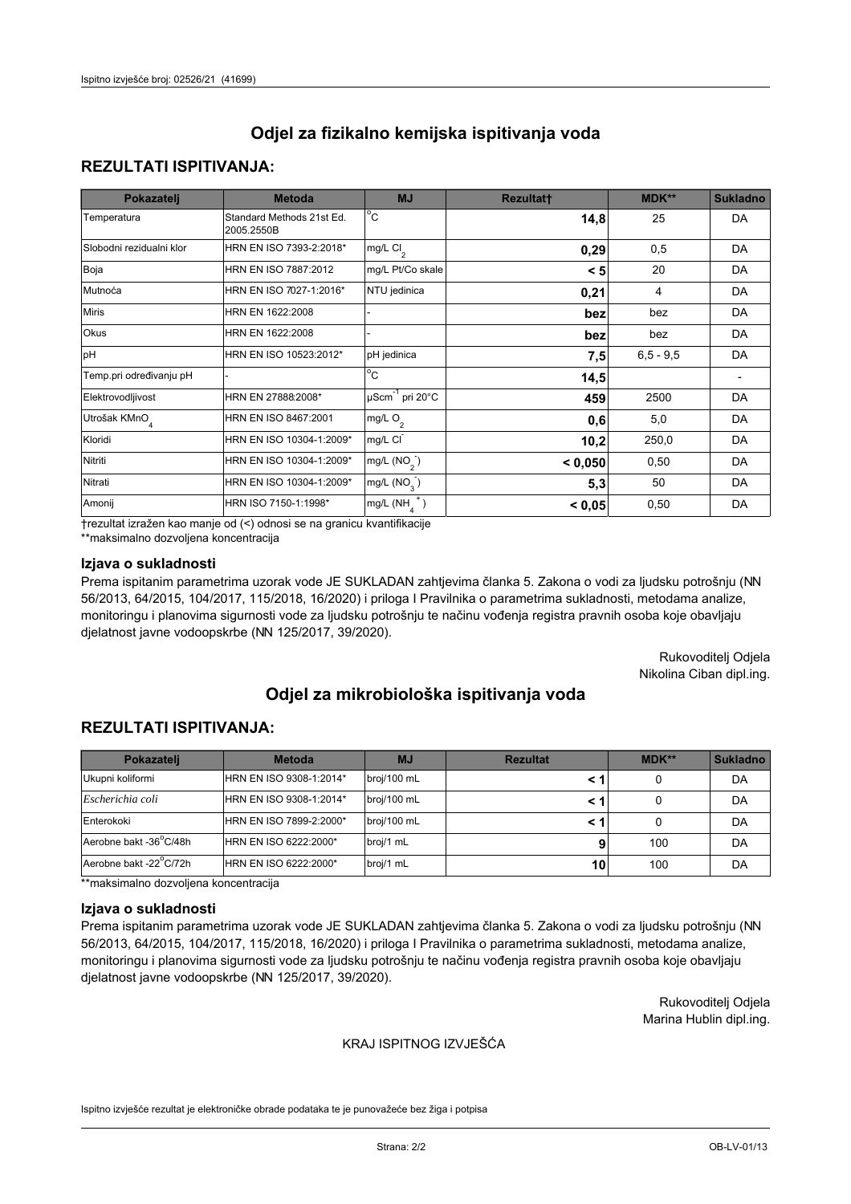# Odjel za fizikalno kemijska ispitivanja voda

## REZULTATI ISPITIVANJA:

| Pokazatelj | Metoda | MJ | Rezultat† | MDK** | Sukladno |
|---|---|---|---|---|---|
| Temperatura | Standard Methods 21st Ed. 2005.2550B | °C | **14,8** | 25 | DA |
| Slobodni rezidualni klor | HRN EN ISO 7393-2:2018* | mg/L $Cl_2$ | **0,29** | 0,5 | DA |
| Boja | HRN EN ISO 7887:2012 | mg/L Pt/Co skale | **< 5** | 20 | DA |
| Mutnoća | HRN EN ISO 7027-1:2016* | NTU jedinica | **0,21** | 4 | DA |
| Miris | HRN EN 1622:2008 | - | **bez** | bez | DA |
| Okus | HRN EN 1622:2008 | - | **bez** | bez | DA |
| pH | HRN EN ISO 10523:2012* | pH jedinica | **7,5** | 6,5 - 9,5 | DA |
| Temp.pri određivanju pH | - | °C | **14,5** | | - |
| Elektrovodljivost | HRN EN 27888:2008* | $\mu Scm^{-1}$ pri 20°C | **459** | 2500 | DA |
| Utrošak $KMnO_4$ | HRN EN ISO 8467:2001 | mg/L $O_2$ | **0,6** | 5,0 | DA |
| Kloridi | HRN EN ISO 10304-1:2009* | mg/L $Cl^-$ | **10,2** | 250,0 | DA |
| Nitriti | HRN EN ISO 10304-1:2009* | mg/L ($NO_2^-$) | **< 0,050** | 0,50 | DA |
| Nitrati | HRN EN ISO 10304-1:2009* | mg/L ($NO_3^-$) | **5,3** | 50 | DA |
| Amonij | HRN ISO 7150-1:1998* | mg/L ($NH_4^+$) | **< 0,05** | 0,50 | DA |

†rezultat izražen kao manje od (<) odnosi se na granicu kvantifikacije
**maksimalno dozvoljena koncentracija

### Izjava o sukladnosti

Prema ispitanim parametrima uzorak vode JE SUKLADAN zahtjevima članka 5. Zakona o vodi za ljudsku potrošnju (NN 56/2013, 64/2015, 104/2017, 115/2018, 16/2020) i priloga I Pravilnika o parametrima sukladnosti, metodama analize, monitoringu i planovima sigurnosti vode za ljudsku potrošnju te načinu vođenja registra pravnih osoba koje obavljaju djelatnost javne vodoopskrbe (NN 125/2017, 39/2020).

Rukovoditelj Odjela
Nikolina Ciban dipl.ing.

# Odjel za mikrobiološka ispitivanja voda

## REZULTATI ISPITIVANJA:

| Pokazatelj | Metoda | MJ | Rezultat | MDK** | Sukladno |
|---|---|---|---|---|---|
| Ukupni koliformi | HRN EN ISO 9308-1:2014* | broj/100 mL | **< 1** | 0 | DA |
| *Escherichia coli* | HRN EN ISO 9308-1:2014* | broj/100 mL | **< 1** | 0 | DA |
| Enterokoki | HRN EN ISO 7899-2:2000* | broj/100 mL | **< 1** | 0 | DA |
| Aerobne bakt -36°C/48h | HRN EN ISO 6222:2000* | broj/1 mL | **9** | 100 | DA |
| Aerobne bakt -22°C/72h | HRN EN ISO 6222:2000* | broj/1 mL | **10** | 100 | DA |

**maksimalno dozvoljena koncentracija

### Izjava o sukladnosti

Prema ispitanim parametrima uzorak vode JE SUKLADAN zahtjevima članka 5. Zakona o vodi za ljudsku potrošnju (NN 56/2013, 64/2015, 104/2017, 115/2018, 16/2020) i priloga I Pravilnika o parametrima sukladnosti, metodama analize, monitoringu i planovima sigurnosti vode za ljudsku potrošnju te načinu vođenja registra pravnih osoba koje obavljaju djelatnost javne vodoopskrbe (NN 125/2017, 39/2020).

Rukovoditelj Odjela
Marina Hublin dipl.ing.

KRAJ ISPITNOG IZVJEŠĆA

Ispitno izvješće rezultat je elektroničke obrade podataka te je punovažeće bez žiga i potpisa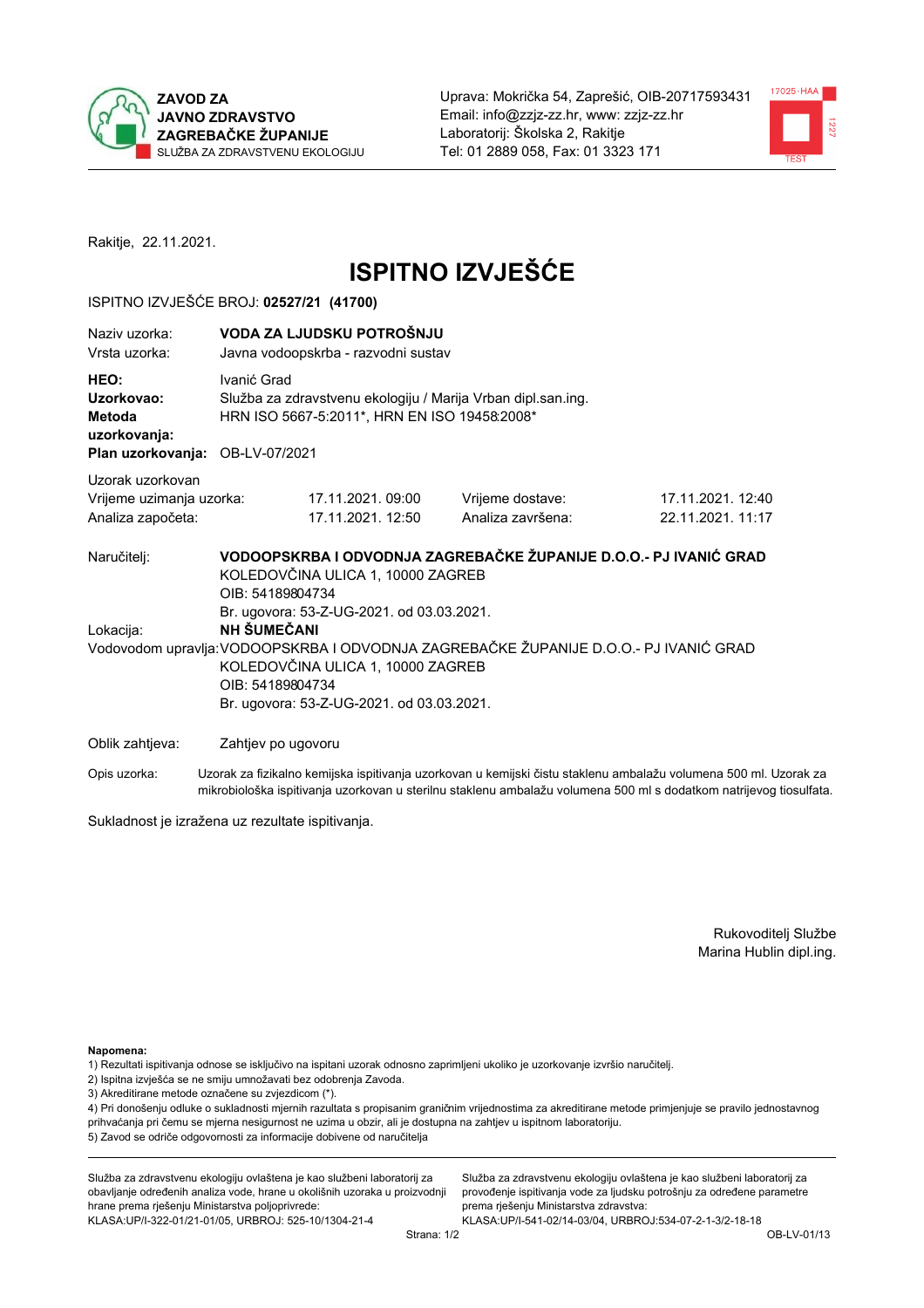**ZAVOD ZA JAVNO ZDRAVSTVO ZAGREBAČKE ŽUPANIJE**
SLUŽBA ZA ZDRAVSTVENU EKOLOGIJU

Uprava: Mokrička 54, Zaprešić, OIB-20717593431
Email: info@zzjz-zz.hr, www: zzjz-zz.hr
Laboratorij: Školska 2, Rakitje
Tel: 01 2889 058, Fax: 01 3323 171

Rakitje, 22.11.2021.

# ISPITNO IZVJEŠĆE

ISPITNO IZVJEŠĆE BROJ: **02527/21 (41700)**

| | |
|---|---|
| Naziv uzorka: | **VODA ZA LJUDSKU POTROŠNJU** |
| Vrsta uzorka: | Javna vodoopskrba - razvodni sustav |
| **HEO:** | Ivanić Grad |
| **Uzorkovao:** | Služba za zdravstvenu ekologiju / Marija Vrban dipl.san.ing. |
| **Metoda uzorkovanja:** | HRN ISO 5667-5:2011*, HRN EN ISO 19458:2008* |
| **Plan uzorkovanja:** | OB-LV-07/2021 |

Uzorak uzorkovan

| | | | |
|---|---|---|---|
| Vrijeme uzimanja uzorka: | 17.11.2021. 09:00 | Vrijeme dostave: | 17.11.2021. 12:40 |
| Analiza započeta: | 17.11.2021. 12:50 | Analiza završena: | 22.11.2021. 11:17 |

Naručitelj: **VODOOPSKRBA I ODVODNJA ZAGREBAČKE ŽUPANIJE D.O.O.- PJ IVANIĆ GRAD**
KOLEDOVČINA ULICA 1, 10000 ZAGREB
OIB: 54189804734
Br. ugovora: 53-Z-UG-2021. od 03.03.2021.

Lokacija: **NH ŠUMEČANI**

Vodovodom upravlja: VODOOPSKRBA I ODVODNJA ZAGREBAČKE ŽUPANIJE D.O.O.- PJ IVANIĆ GRAD
KOLEDOVČINA ULICA 1, 10000 ZAGREB
OIB: 54189804734
Br. ugovora: 53-Z-UG-2021. od 03.03.2021.

Oblik zahtjeva: Zahtjev po ugovoru

Opis uzorka: Uzorak za fizikalno kemijska ispitivanja uzorkovan u kemijski čistu staklenu ambalažu volumena 500 ml. Uzorak za mikrobiološka ispitivanja uzorkovan u sterilnu staklenu ambalažu volumena 500 ml s dodatkom natrijevog tiosulfata.

Sukladnost je izražena uz rezultate ispitivanja.

Rukovoditelj Službe
Marina Hublin dipl.ing.

**Napomena:**
1) Rezultati ispitivanja odnose se isključivo na ispitani uzorak odnosno zaprimljeni ukoliko je uzorkovanje izvršio naručitelj.
2) Ispitna izvješća se ne smiju umnožavati bez odobrenja Zavoda.
3) Akreditirane metode označene su zvjezdicom (*).
4) Pri donošenju odluke o sukladnosti mjernih rezultata s propisanim graničnim vrijednostima za akreditirane metode primjenjuje se pravilo jednostavnog prihvaćanja pri čemu se mjerna nesigurnost ne uzima u obzir, ali je dostupna na zahtjev u ispitnom laboratoriju.
5) Zavod se odriče odgovornosti za informacije dobivene od naručitelja

Služba za zdravstvenu ekologiju ovlaštena je kao službeni laboratorij za obavljanje određenih analiza vode, hrane u okolišnih uzoraka u proizvodnji hrane prema rješenju Ministarstva poljoprivrede:
KLASA:UP/I-322-01/21-01/05, URBROJ: 525-10/1304-21-4

Služba za zdravstvenu ekologiju ovlaštena je kao službeni laboratorij za provođenje ispitivanja vode za ljudsku potrošnju za određene parametre prema rješenju Ministarstva zdravstva:
KLASA:UP/I-541-02/14-03/04, URBROJ:534-07-2-1-3/2-18-18

OB-LV-01/13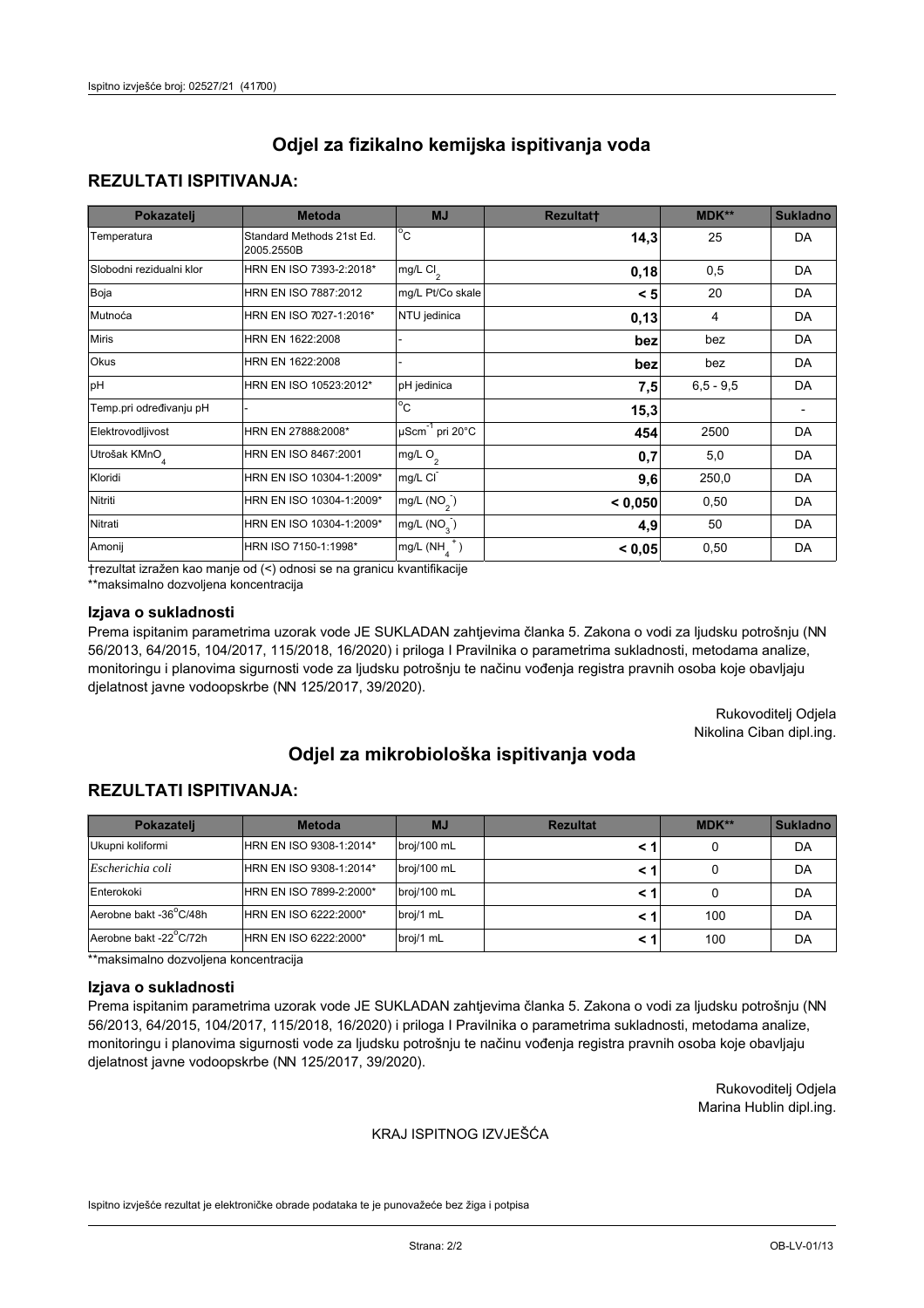# Odjel za fizikalno kemijska ispitivanja voda

## REZULTATI ISPITIVANJA:

| Pokazatelj | Metoda | MJ | Rezultat† | MDK** | Sukladno |
|---|---|---|---|---|---|
| Temperatura | Standard Methods 21st Ed. 2005.2550B | °C | **14,3** | 25 | DA |
| Slobodni rezidualni klor | HRN EN ISO 7393-2:2018* | mg/L $Cl_2$ | **0,18** | 0,5 | DA |
| Boja | HRN EN ISO 7887:2012 | mg/L Pt/Co skale | **< 5** | 20 | DA |
| Mutnoća | HRN EN ISO 7027-1:2016* | NTU jedinica | **0,13** | 4 | DA |
| Miris | HRN EN 1622:2008 | - | **bez** | bez | DA |
| Okus | HRN EN 1622:2008 | - | **bez** | bez | DA |
| pH | HRN EN ISO 10523:2012* | pH jedinica | **7,5** | 6,5 - 9,5 | DA |
| Temp.pri određivanju pH | - | °C | **15,3** | | - |
| Elektrovodljivost | HRN EN 27888:2008* | $\mu Scm^{-1}$ pri 20°C | **454** | 2500 | DA |
| Utrošak $KMnO_4$ | HRN EN ISO 8467:2001 | mg/L $O_2$ | **0,7** | 5,0 | DA |
| Kloridi | HRN EN ISO 10304-1:2009* | mg/L $Cl^-$ | **9,6** | 250,0 | DA |
| Nitriti | HRN EN ISO 10304-1:2009* | mg/L ($NO_2^-$) | **< 0,050** | 0,50 | DA |
| Nitrati | HRN EN ISO 10304-1:2009* | mg/L ($NO_3^-$) | **4,9** | 50 | DA |
| Amonij | HRN ISO 7150-1:1998* | mg/L ($NH_4^+$) | **< 0,05** | 0,50 | DA |

†rezultat izražen kao manje od (<) odnosi se na granicu kvantifikacije
**maksimalno dozvoljena koncentracija

### Izjava o sukladnosti

Prema ispitanim parametrima uzorak vode JE SUKLADAN zahtjevima članka 5. Zakona o vodi za ljudsku potrošnju (NN 56/2013, 64/2015, 104/2017, 115/2018, 16/2020) i priloga I Pravilnika o parametrima sukladnosti, metodama analize, monitoringu i planovima sigurnosti vode za ljudsku potrošnju te načinu vođenja registra pravnih osoba koje obavljaju djelatnost javne vodoopskrbe (NN 125/2017, 39/2020).

Rukovoditelj Odjela
Nikolina Ciban dipl.ing.

# Odjel za mikrobiološka ispitivanja voda

## REZULTATI ISPITIVANJA:

| Pokazatelj | Metoda | MJ | Rezultat | MDK** | Sukladno |
|---|---|---|---|---|---|
| Ukupni koliformi | HRN EN ISO 9308-1:2014* | broj/100 mL | **< 1** | 0 | DA |
| *Escherichia coli* | HRN EN ISO 9308-1:2014* | broj/100 mL | **< 1** | 0 | DA |
| Enterokoki | HRN EN ISO 7899-2:2000* | broj/100 mL | **< 1** | 0 | DA |
| Aerobne bakt -36°C/48h | HRN EN ISO 6222:2000* | broj/1 mL | **< 1** | 100 | DA |
| Aerobne bakt -22°C/72h | HRN EN ISO 6222:2000* | broj/1 mL | **< 1** | 100 | DA |

**maksimalno dozvoljena koncentracija

### Izjava o sukladnosti

Prema ispitanim parametrima uzorak vode JE SUKLADAN zahtjevima članka 5. Zakona o vodi za ljudsku potrošnju (NN 56/2013, 64/2015, 104/2017, 115/2018, 16/2020) i priloga I Pravilnika o parametrima sukladnosti, metodama analize, monitoringu i planovima sigurnosti vode za ljudsku potrošnju te načinu vođenja registra pravnih osoba koje obavljaju djelatnost javne vodoopskrbe (NN 125/2017, 39/2020).

Rukovoditelj Odjela
Marina Hublin dipl.ing.

KRAJ ISPITNOG IZVJEŠĆA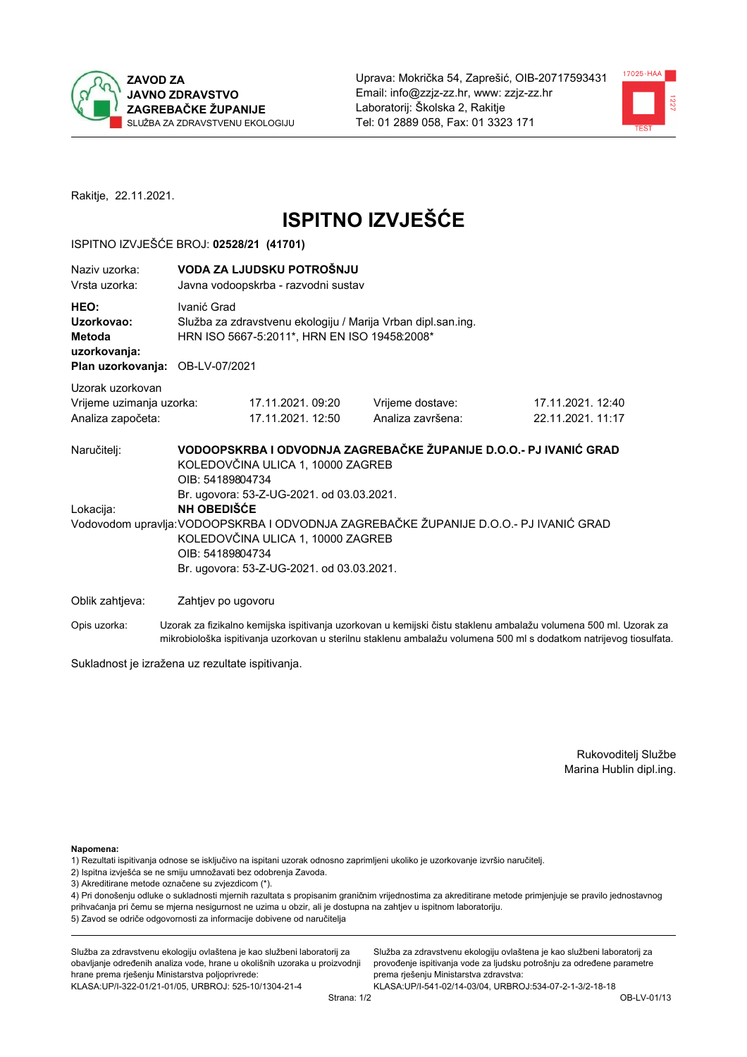ZAVOD ZA JAVNO ZDRAVSTVO ZAGREBAČKE ŽUPANIJE
SLUŽBA ZA ZDRAVSTVENU EKOLOGIJU

Uprava: Mokrička 54, Zaprešić, OIB-20717593431
Email: info@zzjz-zz.hr, www: zzjz-zz.hr
Laboratorij: Školska 2, Rakitje
Tel: 01 2889 058, Fax: 01 3323 171

Rakitje, 22.11.2021.

# ISPITNO IZVJEŠĆE

ISPITNO IZVJEŠĆE BROJ: **02528/21 (41701)**

| | |
|---|---|
| Naziv uzorka: | **VODA ZA LJUDSKU POTROŠNJU** |
| Vrsta uzorka: | Javna vodoopskrba - razvodni sustav |
| **HEO:** | Ivanić Grad |
| **Uzorkovao:** | Služba za zdravstvenu ekologiju / Marija Vrban dipl.san.ing. |
| **Metoda uzorkovanja:** | HRN ISO 5667-5:2011*, HRN EN ISO 19458:2008* |
| **Plan uzorkovanja:** | OB-LV-07/2021 |

Uzorak uzorkovan

| | | | |
|---|---|---|---|
| Vrijeme uzimanja uzorka: | 17.11.2021. 09:20 | Vrijeme dostave: | 17.11.2021. 12:40 |
| Analiza započeta: | 17.11.2021. 12:50 | Analiza završena: | 22.11.2021. 11:17 |

Naručitelj: **VODOOPSKRBA I ODVODNJA ZAGREBAČKE ŽUPANIJE D.O.O.- PJ IVANIĆ GRAD**
KOLEDOVČINA ULICA 1, 10000 ZAGREB
OIB: 54189804734
Br. ugovora: 53-Z-UG-2021. od 03.03.2021.

Lokacija: **NH OBEDIŠĆE**

Vodovodom upravlja: VODOOPSKRBA I ODVODNJA ZAGREBAČKE ŽUPANIJE D.O.O.- PJ IVANIĆ GRAD
KOLEDOVČINA ULICA 1, 10000 ZAGREB
OIB: 54189804734
Br. ugovora: 53-Z-UG-2021. od 03.03.2021.

Oblik zahtjeva: Zahtjev po ugovoru

Opis uzorka: Uzorak za fizikalno kemijska ispitivanja uzorkovan u kemijski čistu staklenu ambalažu volumena 500 ml. Uzorak za mikrobiološka ispitivanja uzorkovan u sterilnu staklenu ambalažu volumena 500 ml s dodatkom natrijevog tiosulfata.

Sukladnost je izražena uz rezultate ispitivanja.

Rukovoditelj Službe
Marina Hublin dipl.ing.

**Napomena:**
1) Rezultati ispitivanja odnose se isključivo na ispitani uzorak odnosno zaprimljeni ukoliko je uzorkovanje izvršio naručitelj.
2) Ispitna izvješća se ne smiju umnožavati bez odobrenja Zavoda.
3) Akreditirane metode označene su zvjezdicom (*).
4) Pri donošenju odluke o sukladnosti mjernih rezultata s propisanim graničnim vrijednostima za akreditirane metode primjenjuje se pravilo jednostavnog prihvaćanja pri čemu se mjerna nesigurnost ne uzima u obzir, ali je dostupna na zahtjev u ispitnom laboratoriju.
5) Zavod se odriče odgovornosti za informacije dobivene od naručitelja

Služba za zdravstvenu ekologiju ovlaštena je kao službeni laboratorij za obavljanje određenih analiza vode, hrane u okolišnih uzoraka u proizvodnji hrane prema rješenju Ministarstva poljoprivrede:
KLASA:UP/I-322-01/21-01/05, URBROJ: 525-10/1304-21-4

Služba za zdravstvenu ekologiju ovlaštena je kao službeni laboratorij za provođenje ispitivanja vode za ljudsku potrošnju za određene parametre prema rješenju Ministarstva zdravstva:
KLASA:UP/I-541-02/14-03/04, URBROJ:534-07-2-1-3/2-18-18

OB-LV-01/13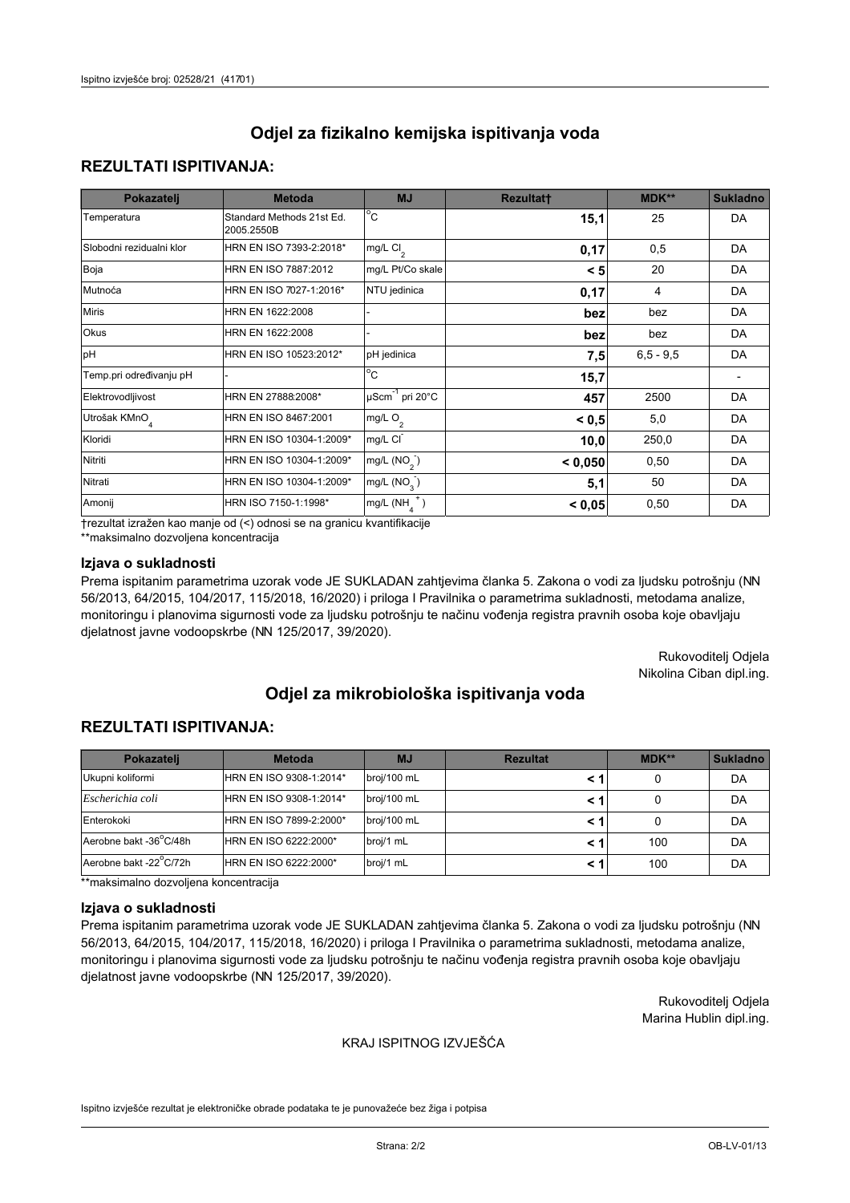# Odjel za fizikalno kemijska ispitivanja voda

## REZULTATI ISPITIVANJA:

| Pokazatelj | Metoda | MJ | Rezultat† | MDK** | Sukladno |
|---|---|---|---|---|---|
| Temperatura | Standard Methods 21st Ed. 2005.2550B | °C | **15,1** | 25 | DA |
| Slobodni rezidualni klor | HRN EN ISO 7393-2:2018* | mg/L $Cl_2$ | **0,17** | 0,5 | DA |
| Boja | HRN EN ISO 7887:2012 | mg/L Pt/Co skale | **< 5** | 20 | DA |
| Mutnoća | HRN EN ISO 7027-1:2016* | NTU jedinica | **0,17** | 4 | DA |
| Miris | HRN EN 1622:2008 | - | **bez** | bez | DA |
| Okus | HRN EN 1622:2008 | - | **bez** | bez | DA |
| pH | HRN EN ISO 10523:2012* | pH jedinica | **7,5** | 6,5 - 9,5 | DA |
| Temp.pri određivanju pH | - | °C | **15,7** | | - |
| Elektrovodljivost | HRN EN 27888:2008* | $\mu Scm^{-1}$ pri 20°C | **457** | 2500 | DA |
| Utrošak $KMnO_4$ | HRN EN ISO 8467:2001 | mg/L $O_2$ | **< 0,5** | 5,0 | DA |
| Kloridi | HRN EN ISO 10304-1:2009* | mg/L $Cl^-$ | **10,0** | 250,0 | DA |
| Nitriti | HRN EN ISO 10304-1:2009* | mg/L ($NO_2^-$) | **< 0,050** | 0,50 | DA |
| Nitrati | HRN EN ISO 10304-1:2009* | mg/L ($NO_3^-$) | **5,1** | 50 | DA |
| Amonij | HRN ISO 7150-1:1998* | mg/L ($NH_4^+$) | **< 0,05** | 0,50 | DA |

†rezultat izražen kao manje od (<) odnosi se na granicu kvantifikacije
**maksimalno dozvoljena koncentracija

### Izjava o sukladnosti

Prema ispitanim parametrima uzorak vode JE SUKLADAN zahtjevima članka 5. Zakona o vodi za ljudsku potrošnju (NN 56/2013, 64/2015, 104/2017, 115/2018, 16/2020) i priloga I Pravilnika o parametrima sukladnosti, metodama analize, monitoringu i planovima sigurnosti vode za ljudsku potrošnju te načinu vođenja registra pravnih osoba koje obavljaju djelatnost javne vodoopskrbe (NN 125/2017, 39/2020).

Rukovoditelj Odjela
Nikolina Ciban dipl.ing.

# Odjel za mikrobiološka ispitivanja voda

## REZULTATI ISPITIVANJA:

| Pokazatelj | Metoda | MJ | Rezultat | MDK** | Sukladno |
|---|---|---|---|---|---|
| Ukupni koliformi | HRN EN ISO 9308-1:2014* | broj/100 mL | **< 1** | 0 | DA |
| *Escherichia coli* | HRN EN ISO 9308-1:2014* | broj/100 mL | **< 1** | 0 | DA |
| Enterokoki | HRN EN ISO 7899-2:2000* | broj/100 mL | **< 1** | 0 | DA |
| Aerobne bakt -36°C/48h | HRN EN ISO 6222:2000* | broj/1 mL | **< 1** | 100 | DA |
| Aerobne bakt -22°C/72h | HRN EN ISO 6222:2000* | broj/1 mL | **< 1** | 100 | DA |

**maksimalno dozvoljena koncentracija

### Izjava o sukladnosti

Prema ispitanim parametrima uzorak vode JE SUKLADAN zahtjevima članka 5. Zakona o vodi za ljudsku potrošnju (NN 56/2013, 64/2015, 104/2017, 115/2018, 16/2020) i priloga I Pravilnika o parametrima sukladnosti, metodama analize, monitoringu i planovima sigurnosti vode za ljudsku potrošnju te načinu vođenja registra pravnih osoba koje obavljaju djelatnost javne vodoopskrbe (NN 125/2017, 39/2020).

Rukovoditelj Odjela
Marina Hublin dipl.ing.

KRAJ ISPITNOG IZVJEŠĆA

Ispitno izvješće rezultat je elektroničke obrade podataka te je punovažeće bez žiga i potpisa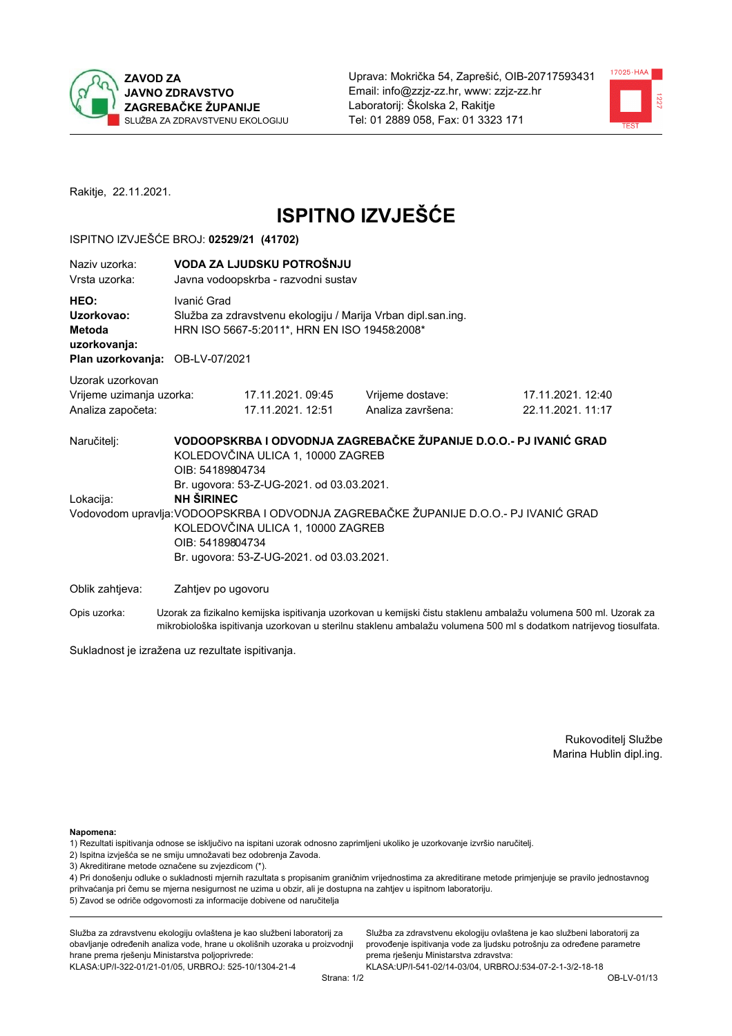**ZAVOD ZA JAVNO ZDRAVSTVO ZAGREBAČKE ŽUPANIJE**
SLUŽBA ZA ZDRAVSTVENU EKOLOGIJU

Uprava: Mokrička 54, Zaprešić, OIB-20717593431
Email: info@zzjz-zz.hr, www: zzjz-zz.hr
Laboratorij: Školska 2, Rakitje
Tel: 01 2889 058, Fax: 01 3323 171

Rakitje, 22.11.2021.

# ISPITNO IZVJEŠĆE

ISPITNO IZVJEŠĆE BROJ: **02529/21 (41702)**

| | |
|---|---|
| Naziv uzorka: | **VODA ZA LJUDSKU POTROŠNJU** |
| Vrsta uzorka: | Javna vodoopskrba - razvodni sustav |
| **HEO:** | Ivanić Grad |
| **Uzorkovao:** | Služba za zdravstvenu ekologiju / Marija Vrban dipl.san.ing. |
| **Metoda uzorkovanja:** | HRN ISO 5667-5:2011*, HRN EN ISO 19458:2008* |
| **Plan uzorkovanja:** | OB-LV-07/2021 |

Uzorak uzorkovan

| | | | |
|---|---|---|---|
| Vrijeme uzimanja uzorka: | 17.11.2021. 09:45 | Vrijeme dostave: | 17.11.2021. 12:40 |
| Analiza započeta: | 17.11.2021. 12:51 | Analiza završena: | 22.11.2021. 11:17 |

Naručitelj: **VODOOPSKRBA I ODVODNJA ZAGREBAČKE ŽUPANIJE D.O.O.- PJ IVANIĆ GRAD**
KOLEDOVČINA ULICA 1, 10000 ZAGREB
OIB: 54189804734
Br. ugovora: 53-Z-UG-2021. od 03.03.2021.

Lokacija: **NH ŠIRINEC**

Vodovodom upravlja: VODOOPSKRBA I ODVODNJA ZAGREBAČKE ŽUPANIJE D.O.O.- PJ IVANIĆ GRAD
KOLEDOVČINA ULICA 1, 10000 ZAGREB
OIB: 54189804734
Br. ugovora: 53-Z-UG-2021. od 03.03.2021.

Oblik zahtjeva: Zahtjev po ugovoru

Opis uzorka: Uzorak za fizikalno kemijska ispitivanja uzorkovan u kemijski čistu staklenu ambalažu volumena 500 ml. Uzorak za mikrobiološka ispitivanja uzorkovan u sterilnu staklenu ambalažu volumena 500 ml s dodatkom natrijevog tiosulfata.

Sukladnost je izražena uz rezultate ispitivanja.

Rukovoditelj Službe
Marina Hublin dipl.ing.

**Napomena:**
1) Rezultati ispitivanja odnose se isključivo na ispitani uzorak odnosno zaprimljeni ukoliko je uzorkovanje izvršio naručitelj.
2) Ispitna izvješća se ne smiju umnožavati bez odobrenja Zavoda.
3) Akreditirane metode označene su zvjezdicom (*).
4) Pri donošenju odluke o sukladnosti mjernih rezultata s propisanim graničnim vrijednostima za akreditirane metode primjenjuje se pravilo jednostavnog prihvaćanja pri čemu se mjerna nesigurnost ne uzima u obzir, ali je dostupna na zahtjev u ispitnom laboratoriju.
5) Zavod se odriče odgovornosti za informacije dobivene od naručitelja

Služba za zdravstvenu ekologiju ovlaštena je kao službeni laboratorij za obavljanje određenih analiza vode, hrane u okolišnih uzoraka u proizvodnji hrane prema rješenju Ministarstva poljoprivrede: KLASA:UP/I-322-01/21-01/05, URBROJ: 525-10/1304-21-4

Služba za zdravstvenu ekologiju ovlaštena je kao službeni laboratorij za provođenje ispitivanja vode za ljudsku potrošnju za određene parametre prema rješenju Ministarstva zdravstva: KLASA:UP/I-541-02/14-03/04, URBROJ:534-07-2-1-3/2-18-18

OB-LV-01/13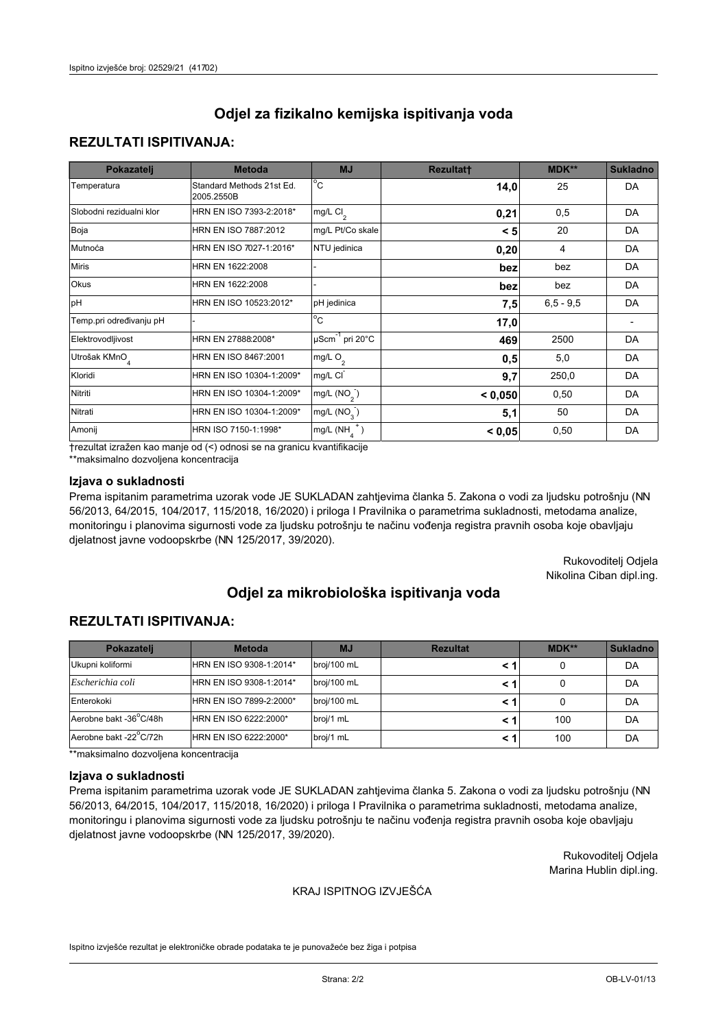# Odjel za fizikalno kemijska ispitivanja voda

## REZULTATI ISPITIVANJA:

| Pokazatelj | Metoda | MJ | Rezultat† | MDK** | Sukladno |
|---|---|---|---|---|---|
| Temperatura | Standard Methods 21st Ed. 2005.2550B | °C | **14,0** | 25 | DA |
| Slobodni rezidualni klor | HRN EN ISO 7393-2:2018* | mg/L $Cl_2$ | **0,21** | 0,5 | DA |
| Boja | HRN EN ISO 7887:2012 | mg/L Pt/Co skale | **< 5** | 20 | DA |
| Mutnoća | HRN EN ISO 7027-1:2016* | NTU jedinica | **0,20** | 4 | DA |
| Miris | HRN EN 1622:2008 | - | **bez** | bez | DA |
| Okus | HRN EN 1622:2008 | - | **bez** | bez | DA |
| pH | HRN EN ISO 10523:2012* | pH jedinica | **7,5** | 6,5 - 9,5 | DA |
| Temp.pri određivanju pH | - | °C | **17,0** | | - |
| Elektrovodljivost | HRN EN 27888:2008* | $\mu Scm^{-1}$ pri 20°C | **469** | 2500 | DA |
| Utrošak $KMnO_4$ | HRN EN ISO 8467:2001 | mg/L $O_2$ | **0,5** | 5,0 | DA |
| Kloridi | HRN EN ISO 10304-1:2009* | mg/L $Cl^-$ | **9,7** | 250,0 | DA |
| Nitriti | HRN EN ISO 10304-1:2009* | mg/L ($NO_2^-$) | **< 0,050** | 0,50 | DA |
| Nitrati | HRN EN ISO 10304-1:2009* | mg/L ($NO_3^-$) | **5,1** | 50 | DA |
| Amonij | HRN ISO 7150-1:1998* | mg/L ($NH_4^+$) | **< 0,05** | 0,50 | DA |

†rezultat izražen kao manje od (<) odnosi se na granicu kvantifikacije

**maksimalno dozvoljena koncentracija

### Izjava o sukladnosti

Prema ispitanim parametrima uzorak vode JE SUKLADAN zahtjevima članka 5. Zakona o vodi za ljudsku potrošnju (NN 56/2013, 64/2015, 104/2017, 115/2018, 16/2020) i priloga I Pravilnika o parametrima sukladnosti, metodama analize, monitoringu i planovima sigurnosti vode za ljudsku potrošnju te načinu vođenja registra pravnih osoba koje obavljaju djelatnost javne vodoopskrbe (NN 125/2017, 39/2020).

Rukovoditelj Odjela
Nikolina Ciban dipl.ing.

# Odjel za mikrobiološka ispitivanja voda

## REZULTATI ISPITIVANJA:

| Pokazatelj | Metoda | MJ | Rezultat | MDK** | Sukladno |
|---|---|---|---|---|---|
| Ukupni koliformi | HRN EN ISO 9308-1:2014* | broj/100 mL | **< 1** | 0 | DA |
| *Escherichia coli* | HRN EN ISO 9308-1:2014* | broj/100 mL | **< 1** | 0 | DA |
| Enterokoki | HRN EN ISO 7899-2:2000* | broj/100 mL | **< 1** | 0 | DA |
| Aerobne bakt -36°C/48h | HRN EN ISO 6222:2000* | broj/1 mL | **< 1** | 100 | DA |
| Aerobne bakt -22°C/72h | HRN EN ISO 6222:2000* | broj/1 mL | **< 1** | 100 | DA |

**maksimalno dozvoljena koncentracija

### Izjava o sukladnosti

Prema ispitanim parametrima uzorak vode JE SUKLADAN zahtjevima članka 5. Zakona o vodi za ljudsku potrošnju (NN 56/2013, 64/2015, 104/2017, 115/2018, 16/2020) i priloga I Pravilnika o parametrima sukladnosti, metodama analize, monitoringu i planovima sigurnosti vode za ljudsku potrošnju te načinu vođenja registra pravnih osoba koje obavljaju djelatnost javne vodoopskrbe (NN 125/2017, 39/2020).

Rukovoditelj Odjela
Marina Hublin dipl.ing.

KRAJ ISPITNOG IZVJEŠĆA

Ispitno izvješće rezultat je elektroničke obrade podataka te je punovažeće bez žiga i potpisa